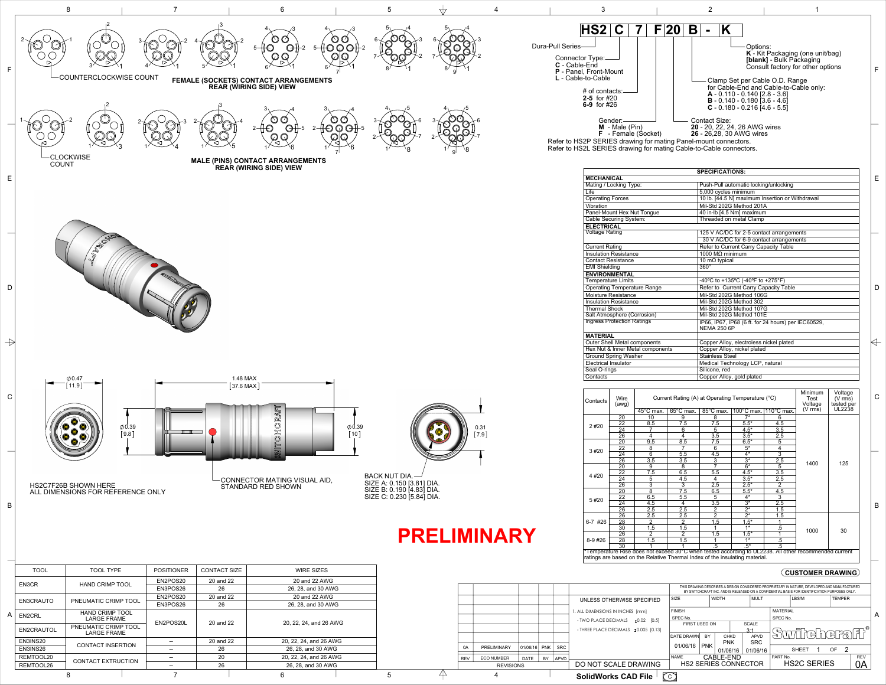## Part Number Breakdown

**HS2 | C | 7 | F | 20 | B | - | K**

- Dura-Pull Series (HS2)
- Connector Type:
  - **C** - Cable-End
  - **P** - Panel, Front-Mount
  - **L** - Cable-to-Cable
- # of contacts:
  - **2-5** for #20
  - **6-9** for #26
- Gender:
  - **M** - Male (Pin)
  - **F** - Female (Socket)
- Contact Size:
  - **20** - 20, 22, 24, 26 AWG wires
  - **26** - 26,28, 30 AWG wires
- Clamp Set per Cable O.D. Range for Cable-End and Cable-to-Cable only:
  - **A** - 0.110 - 0.140 [2.8 - 3.6]
  - **B** - 0.140 - 0.180 [3.6 - 4.6]
  - **C** - 0.180 - 0.216 [4.6 - 5.5]
- Options:
  - **K** - Kit Packaging (one unit/bag)
  - **[blank]** - Bulk Packaging
  - Consult factory for other options

Refer to HS2P SERIES drawing for mating Panel-mount connectors.
Refer to HS2L SERIES drawing for mating Cable-to-Cable connectors.

COUNTERCLOCKWISE COUNT

**FEMALE (SOCKETS) CONTACT ARRANGEMENTS REAR (WIRING SIDE) VIEW**

CLOCKWISE COUNT

**MALE (PINS) CONTACT ARRANGEMENTS REAR (WIRING SIDE) VIEW**

## SPECIFICATIONS:

| | |
|---|---|
| **MECHANICAL** | |
| Mating / Locking Type: | Push-Pull automatic locking/unlocking |
| Life | 5,000 cycles minimum |
| Operating Forces | 10 lb. [44.5 N] maximum Insertion or Withdrawal |
| Vibration | Mil-Std 202G Method 201A |
| Panel-Mount Hex Nut Tongue | 40 in-lb [4.5 Nm] maximum |
| Cable Securing System: | Threaded on metal Clamp |
| **ELECTRICAL** | |
| Voltage Rating | 125 V AC/DC for 2-5 contact arrangements<br>30 V AC/DC for 6-9 contact arrangements |
| Current Rating | Refer to Current Carry Capacity Table |
| Insulation Resistance | 1000 MΩ minimum |
| Contact Resistance | 10 mΩ typical |
| EMI Shielding | 360° |
| **ENVIRONMENTAL** | |
| Temperature Limits | -40ºC to +135ºC (-40ºF to +275°F) |
| Operating Temperature Range | Refer to Current Carry Capacity Table |
| Moisture Resistance | Mil-Std 202G Method 106G |
| Insulation Resistance | Mil-Std 202G Method 302 |
| Thermal Shock | Mil-Std 202G Method 107G |
| Salt Atmosphere (Corrosion) | Mil-Std 202G Method 101E |
| Ingress Protection Ratings | IP66, IP67, IP68 (6 ft. for 24 hours) per IEC60529, NEMA 250 6P |
| **MATERIAL** | |
| Outer Shell Metal components | Copper Alloy, electroless nickel plated |
| Hex Nut & Inner Metal components | Copper Alloy, nickel plated |
| Ground Spring Washer | Stainless Steel |
| Electrical Insulator | Medical Technology LCP, natural |
| Seal O-rings | Silicone, red |
| Contacts | Copper Alloy, gold plated |

| Contacts | Wire (awg) | Current Rating (A) at Operating Temperature (°C) 45°C max. | 65°C max. | 85°C max. | 100°C max. | 110°C max. | Minimum Test Voltage (V rms) | Voltage (V rms) tested per UL2238 |
|---|---|---|---|---|---|---|---|---|
| 2 #20 | 20 | 10 | 9 | 8 | 7* | 6 | 1400 | 125 |
| | 22 | 8.5 | 7.5 | 7.5 | 5.5* | 4.5 | | |
| | 24 | 7 | 6 | 5 | 4.5* | 3.5 | | |
| | 26 | 4 | 4 | 3.5 | 3.5* | 2.5 | | |
| 3 #20 | 20 | 9.5 | 8.5 | 7.5 | 6.5* | 5 | | |
| | 22 | 8 | 7 | 6 | 5* | 4 | | |
| | 24 | 6 | 5.5 | 4.5 | 4* | 3 | | |
| | 26 | 3.5 | 3.5 | 3 | 3* | 2.5 | | |
| 4 #20 | 20 | 9 | 8 | 7 | 6* | 5 | | |
| | 22 | 7.5 | 6.5 | 5.5 | 4.5* | 3.5 | | |
| | 24 | 5 | 4.5 | 4 | 3.5* | 2.5 | | |
| | 26 | 3 | 3 | 2.5 | 2.5* | 2 | | |
| 5 #20 | 20 | 8 | 7.5 | 6.5 | 5.5* | 4.5 | | |
| | 22 | 6.5 | 5.5 | 5 | 4* | 3 | | |
| | 24 | 4.5 | 4 | 3.5 | 3* | 2.5 | | |
| | 26 | 2.5 | 2.5 | 2 | 2* | 1.5 | | |
| 6-7 #26 | 26 | 2.5 | 2.5 | 2 | 2* | 1.5 | 1000 | 30 |
| | 28 | 2 | 2 | 1.5 | 1.5* | 1 | | |
| | 30 | 1.5 | 1.5 | 1 | 1* | .5 | | |
| 8-9 #26 | 26 | 2 | 2 | 1.5 | 1.5* | 1 | | |
| | 28 | 1.5 | 1.5 | 1 | 1* | .5 | | |
| | 30 | 1 | 1 | .5 | .5* | .5 | | |

*Temperature Rise does not exceed 30°C when tested according to UL2238. All other recommended current ratings are based on the Relative Thermal Index of the insulating material.

∅0.47 [11.9]

1.48 MAX [37.6 MAX]

∅0.39 [9.8]

∅0.39 [10]

0.31 [7.9]

HS2C7F26B SHOWN HERE
ALL DIMENSIONS FOR REFERENCE ONLY

CONNECTOR MATING VISUAL AID, STANDARD RED SHOWN

BACK NUT DIA.
SIZE A: 0.150 [3.81] DIA.
SIZE B: 0.190 [4.83] DIA.
SIZE C: 0.230 [5.84] DIA.

**PRELIMINARY**

| TOOL | TOOL TYPE | POSITIONER | CONTACT SIZE | WIRE SIZES |
|---|---|---|---|---|
| EN3CR | HAND CRIMP TOOL | EN2POS20 | 20 and 22 | 20 and 22 AWG |
| | | EN3POS26 | 26 | 26, 28, and 30 AWG |
| EN3CRAUTO | PNEUMATIC CRIMP TOOL | EN2POS20 | 20 and 22 | 20 and 22 AWG |
| | | EN3POS26 | 26 | 26, 28, and 30 AWG |
| EN2CRL | HAND CRIMP TOOL LARGE FRAME | EN2POS20L | 20 and 22 | 20, 22, 24, and 26 AWG |
| EN2CRAUTOL | PNEUMATIC CRIMP TOOL LARGE FRAME | | | |
| EN3INS20 | CONTACT INSERTION | -- | 20 and 22 | 20, 22, 24, and 26 AWG |
| EN3INS26 | | -- | 26 | 26, 28, and 30 AWG |
| REMTOOL20 | CONTACT EXTRUCTION | -- | 20 | 20, 22, 24, and 26 AWG |
| REMTOOL26 | | -- | 26 | 26, 28, and 30 AWG |

**CUSTOMER DRAWING**

THIS DRAWING DESCRIBES A DESIGN CONSIDERED PROPRIETARY IN NATURE, DEVELOPED AND MANUFACTURED BY SWITCHCRAFT INC. AND IS RELEASED ON A CONFIDENTIAL BASIS FOR IDENTIFICATION PURPOSES ONLY.

| REV | ECO NUMBER | DATE | BY | APVD |
|---|---|---|---|---|
| 0A | PRELIMINARY | 01/06/16 | PNK | SRC |

REVISIONS

UNLESS OTHERWISE SPECIFIED
1. ALL DIMENSIONS IN INCHES [mm]
- TWO PLACE DECIMALS ±0.02 [0.5]
- THREE PLACE DECIMALS ±0.005 [0.13]

DO NOT SCALE DRAWING

SIZE | WIDTH | MULT | LBS/M | TEMPER
FINISH SPEC No. | MATERIAL SPEC No.
FIRST USED ON | SCALE 3:1
DATE DRAWN 01/06/16 | BY PNK | CHKD PNK 01/06/16 | APVD SRC 01/06/16
SHEET 1 OF 2

NAME: CABLE-END HS2 SERIES CONNECTOR
PART No.: HS2C SERIES
REV: 0A

Switchcraft®

SolidWorks CAD File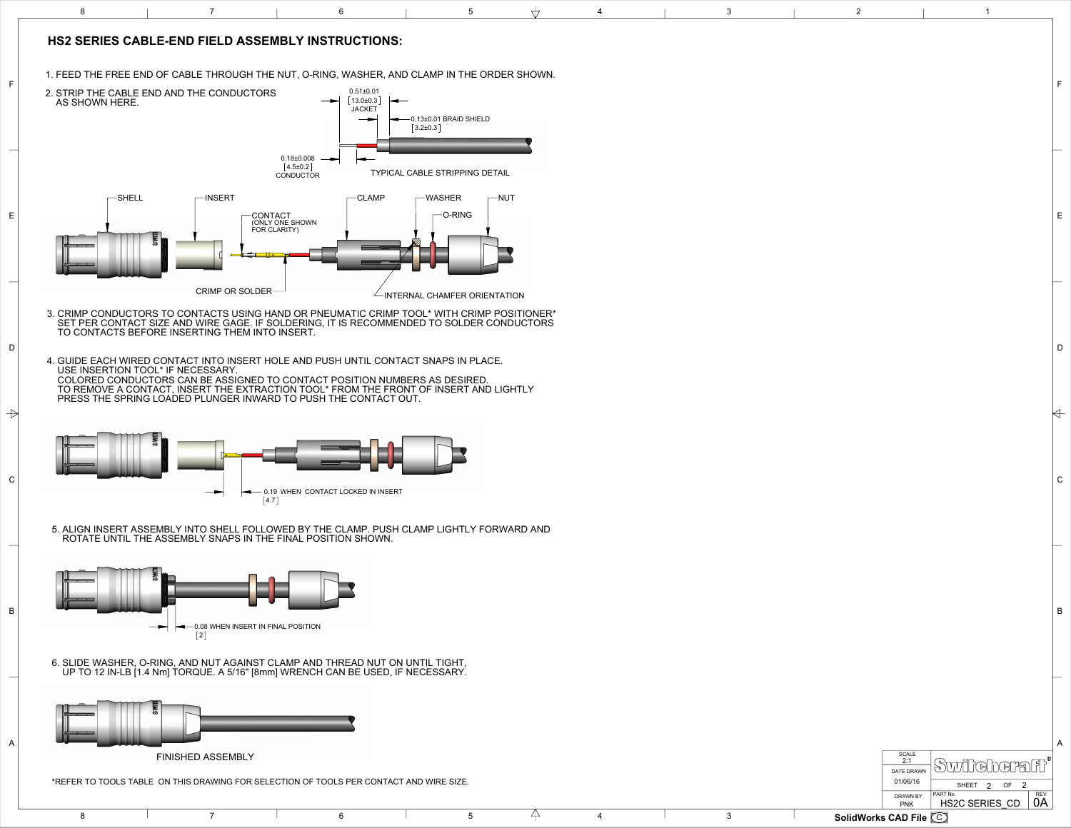# HS2 SERIES CABLE-END FIELD ASSEMBLY INSTRUCTIONS:

1. FEED THE FREE END OF CABLE THROUGH THE NUT, O-RING, WASHER, AND CLAMP IN THE ORDER SHOWN.

2. STRIP THE CABLE END AND THE CONDUCTORS AS SHOWN HERE.

0.51±0.01 [13.0±0.3] JACKET

0.13±0.01 BRAID SHIELD [3.2±0.3]

0.18±0.008 [4.5±0.2] CONDUCTOR

TYPICAL CABLE STRIPPING DETAIL

SHELL
INSERT
CONTACT (ONLY ONE SHOWN FOR CLARITY)
CLAMP
WASHER
O-RING
NUT
CRIMP OR SOLDER
INTERNAL CHAMFER ORIENTATION

3. CRIMP CONDUCTORS TO CONTACTS USING HAND OR PNEUMATIC CRIMP TOOL* WITH CRIMP POSITIONER* SET PER CONTACT SIZE AND WIRE GAGE. IF SOLDERING, IT IS RECOMMENDED TO SOLDER CONDUCTORS TO CONTACTS BEFORE INSERTING THEM INTO INSERT.

4. GUIDE EACH WIRED CONTACT INTO INSERT HOLE AND PUSH UNTIL CONTACT SNAPS IN PLACE. USE INSERTION TOOL* IF NECESSARY.
COLORED CONDUCTORS CAN BE ASSIGNED TO CONTACT POSITION NUMBERS AS DESIRED.
TO REMOVE A CONTACT, INSERT THE EXTRACTION TOOL* FROM THE FRONT OF INSERT AND LIGHTLY PRESS THE SPRING LOADED PLUNGER INWARD TO PUSH THE CONTACT OUT.

0.19 WHEN CONTACT LOCKED IN INSERT [4.7]

5. ALIGN INSERT ASSEMBLY INTO SHELL FOLLOWED BY THE CLAMP. PUSH CLAMP LIGHTLY FORWARD AND ROTATE UNTIL THE ASSEMBLY SNAPS IN THE FINAL POSITION SHOWN.

0.08 WHEN INSERT IN FINAL POSITION [2]

6. SLIDE WASHER, O-RING, AND NUT AGAINST CLAMP AND THREAD NUT ON UNTIL TIGHT, UP TO 12 IN-LB [1.4 Nm] TORQUE. A 5/16" [8mm] WRENCH CAN BE USED, IF NECESSARY.

FINISHED ASSEMBLY

*REFER TO TOOLS TABLE ON THIS DRAWING FOR SELECTION OF TOOLS PER CONTACT AND WIRE SIZE.

| | | |
|---|---|---|
| SCALE 2:1 | Switchcraft® | |
| DATE DRAWN 01/06/16 | SHEET 2 OF 2 | |
| DRAWN BY PNK | PART No. HS2C SERIES_CD | REV 0A |

SolidWorks CAD File ©